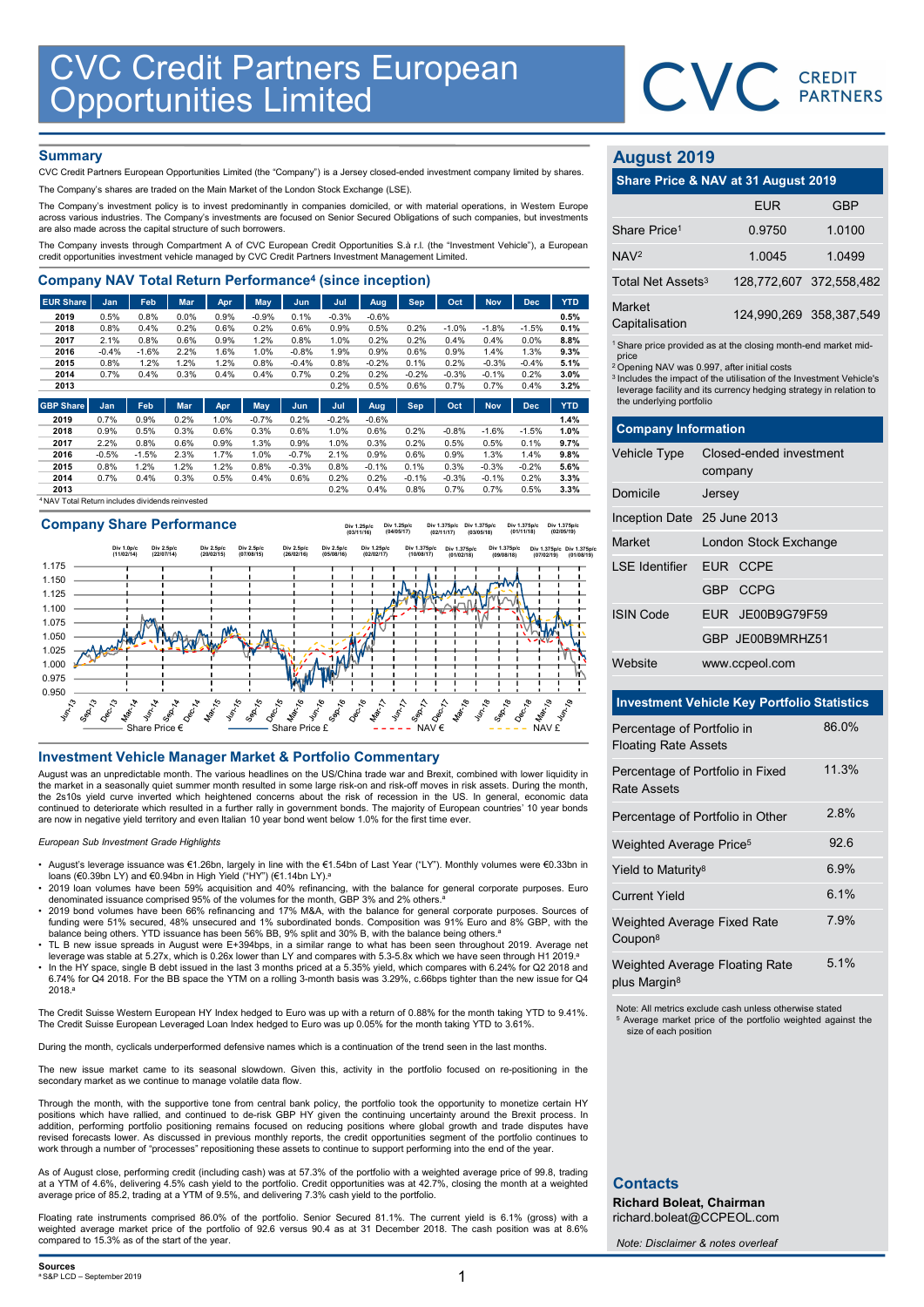# CVC Credit Partners European Opportunities Limited

## Summary

CVC Credit Partners European Opportunities Limited (the "Company") is a Jersey closed-ended investment company limited by shares.

The Company's shares are traded on the Main Market of the London Stock Exchange (LSE).

The Company's investment policy is to invest predominantly in companies domiciled, or with material operations, in Western Europe across various industries. The Company's investments are focused on Senior Secured Obligations of such companies, but investments are also made across the capital structure of such borrowers.

The Company invests through Compartment A of CVC European Credit Opportunities S.à r.l. (the "Investment Vehicle"), a European credit opportunities investment vehicle managed by CVC Credit Partners Investment Management Limited.

## Company NAV Total Return Performance[4] (since inception)

| EUR Share | Jan | Feb | Mar | Apr | May | Jun | Jul | Aug | Sep | Oct | Nov | Dec | YTD |
|---|---|---|---|---|---|---|---|---|---|---|---|---|---|
| **2019** | 0.5% | 0.8% | 0.0% | 0.9% | -0.9% | 0.1% | -0.3% | -0.6% | | | | | **0.5%** |
| **2018** | 0.8% | 0.4% | 0.2% | 0.6% | 0.2% | 0.6% | 0.9% | 0.5% | 0.2% | -1.0% | -1.8% | -1.5% | **0.1%** |
| **2017** | 2.1% | 0.8% | 0.6% | 0.9% | 1.2% | 0.8% | 1.0% | 0.2% | 0.2% | 0.4% | 0.4% | 0.0% | **8.8%** |
| **2016** | -0.4% | -1.6% | 2.2% | 1.6% | 1.0% | -0.8% | 1.9% | 0.9% | 0.6% | 0.9% | 1.4% | 1.3% | **9.3%** |
| **2015** | 0.8% | 1.2% | 1.2% | 1.2% | 0.8% | -0.4% | 0.8% | -0.2% | 0.1% | 0.2% | -0.3% | -0.4% | **5.1%** |
| **2014** | 0.7% | 0.4% | 0.3% | 0.4% | 0.4% | 0.7% | 0.2% | 0.2% | -0.2% | -0.3% | -0.1% | 0.2% | **3.0%** |
| **2013** | | | | | | | 0.2% | 0.5% | 0.6% | 0.7% | 0.7% | 0.4% | **3.2%** |

| GBP Share | Jan | Feb | Mar | Apr | May | Jun | Jul | Aug | Sep | Oct | Nov | Dec | YTD |
|---|---|---|---|---|---|---|---|---|---|---|---|---|---|
| **2019** | 0.7% | 0.9% | 0.2% | 1.0% | -0.7% | 0.2% | -0.2% | -0.6% | | | | | **1.4%** |
| **2018** | 0.9% | 0.5% | 0.3% | 0.6% | 0.3% | 0.6% | 1.0% | 0.6% | 0.2% | -0.8% | -1.6% | -1.5% | **1.0%** |
| **2017** | 2.2% | 0.8% | 0.6% | 0.9% | 1.3% | 0.9% | 1.0% | 0.3% | 0.2% | 0.5% | 0.5% | 0.1% | **9.7%** |
| **2016** | -0.5% | -1.5% | 2.3% | 1.7% | 1.0% | -0.7% | 2.1% | 0.9% | 0.6% | 0.9% | 1.3% | 1.4% | **9.8%** |
| **2015** | 0.8% | 1.2% | 1.2% | 1.2% | 0.8% | -0.3% | 0.8% | -0.1% | 0.1% | 0.3% | -0.3% | -0.2% | **5.6%** |
| **2014** | 0.7% | 0.4% | 0.3% | 0.5% | 0.4% | 0.6% | 0.2% | 0.2% | -0.1% | -0.3% | -0.1% | 0.2% | **3.3%** |
| **2013** | | | | | | | 0.2% | 0.4% | 0.8% | 0.7% | 0.7% | 0.5% | **3.3%** |

[4] NAV Total Return includes dividends reinvested

## Company Share Performance

## Investment Vehicle Manager Market & Portfolio Commentary

August was an unpredictable month. The various headlines on the US/China trade war and Brexit, combined with lower liquidity in the market in a seasonally quiet summer month resulted in some large risk-on and risk-off moves in risk assets. During the month, the 2s10s yield curve inverted which heightened concerns about the risk of recession in the US. In general, economic data continued to deteriorate which resulted in a further rally in government bonds. The majority of European countries' 10 year bonds are now in negative yield territory and even Italian 10 year bond went below 1.0% for the first time ever.

*European Sub Investment Grade Highlights*

- August's leverage issuance was €1.26bn, largely in line with the €1.54bn of Last Year ("LY"). Monthly volumes were €0.33bn in loans (€0.39bn LY) and €0.94bn in High Yield ("HY") (€1.14bn LY).[a]
- 2019 loan volumes have been 59% acquisition and 40% refinancing, with the balance for general corporate purposes. Euro denominated issuance comprised 95% of the volumes for the month, GBP 3% and 2% others.[a]
- 2019 bond volumes have been 66% refinancing and 17% M&A, with the balance for general corporate purposes. Sources of funding were 51% secured, 48% unsecured and 1% subordinated bonds. Composition was 91% Euro and 8% GBP, with the balance being others. YTD issuance has been 56% BB, 9% split and 30% B, with the balance being others.[a]
- TL B new issue spreads in August were E+394bps, in a similar range to what has been seen throughout 2019. Average net leverage was stable at 5.27x, which is 0.26x lower than LY and compares with 5.3-5.8x which we have seen through H1 2019.[a]
- In the HY space, single B debt issued in the last 3 months priced at a 5.35% yield, which compares with 6.24% for Q2 2018 and 6.74% for Q4 2018. For the BB space the YTM on a rolling 3-month basis was 3.29%, c.66bps tighter than the new issue for Q4 2018.[a]

The Credit Suisse Western European HY Index hedged to Euro was up with a return of 0.88% for the month taking YTD to 9.41%. The Credit Suisse European Leveraged Loan Index hedged to Euro was up 0.05% for the month taking YTD to 3.61%.

During the month, cyclicals underperformed defensive names which is a continuation of the trend seen in the last months.

The new issue market came to its seasonal slowdown. Given this, activity in the portfolio focused on re-positioning in the secondary market as we continue to manage volatile data flow.

Through the month, with the supportive tone from central bank policy, the portfolio took the opportunity to monetize certain HY positions which have rallied, and continued to de-risk GBP HY given the continuing uncertainty around the Brexit process. In addition, performing portfolio positioning remains focused on reducing positions where global growth and trade disputes have revised forecasts lower. As discussed in previous monthly reports, the credit opportunities segment of the portfolio continues to work through a number of "processes" repositioning these assets to continue to support performing into the end of the year.

As of August close, performing credit (including cash) was at 57.3% of the portfolio with a weighted average price of 99.8, trading at a YTM of 4.6%, delivering 4.5% cash yield to the portfolio. Credit opportunities was at 42.7%, closing the month at a weighted average price of 85.2, trading at a YTM of 9.5%, and delivering 7.3% cash yield to the portfolio.

Floating rate instruments comprised 86.0% of the portfolio. Senior Secured 81.1%. The current yield is 6.1% (gross) with a weighted average market price of the portfolio of 92.6 versus 90.4 as at 31 December 2018. The cash position was at 8.6% compared to 15.3% as of the start of the year.

## August 2019

### Share Price & NAV at 31 August 2019

| | EUR | GBP |
|---|---|---|
| Share Price[1] | 0.9750 | 1.0100 |
| NAV[2] | 1.0045 | 1.0499 |
| Total Net Assets[3] | 128,772,607 | 372,558,482 |
| Market Capitalisation | 124,990,269 | 358,387,549 |

[1] Share price provided as at the closing month-end market mid-price
[2] Opening NAV was 0.997, after initial costs
[3] Includes the impact of the utilisation of the Investment Vehicle's leverage facility and its currency hedging strategy in relation to the underlying portfolio

### Company Information

| | |
|---|---|
| Vehicle Type | Closed-ended investment company |
| Domicile | Jersey |
| Inception Date | 25 June 2013 |
| Market | London Stock Exchange |
| LSE Identifier | EUR CCPE |
| | GBP CCPG |
| ISIN Code | EUR JE00B9G79F59 |
| | GBP JE00B9MRHZ51 |
| Website | www.ccpeol.com |

### Investment Vehicle Key Portfolio Statistics

| | |
|---|---|
| Percentage of Portfolio in Floating Rate Assets | 86.0% |
| Percentage of Portfolio in Fixed Rate Assets | 11.3% |
| Percentage of Portfolio in Other | 2.8% |
| Weighted Average Price[5] | 92.6 |
| Yield to Maturity[8] | 6.9% |
| Current Yield | 6.1% |
| Weighted Average Fixed Rate Coupon[8] | 7.9% |
| Weighted Average Floating Rate plus Margin[8] | 5.1% |

Note: All metrics exclude cash unless otherwise stated
[5] Average market price of the portfolio weighted against the size of each position

## Contacts

**Richard Boleat, Chairman**
richard.boleat@CCPEOL.com

*Note: Disclaimer & notes overleaf*

**Sources**
[a] S&P LCD – September 2019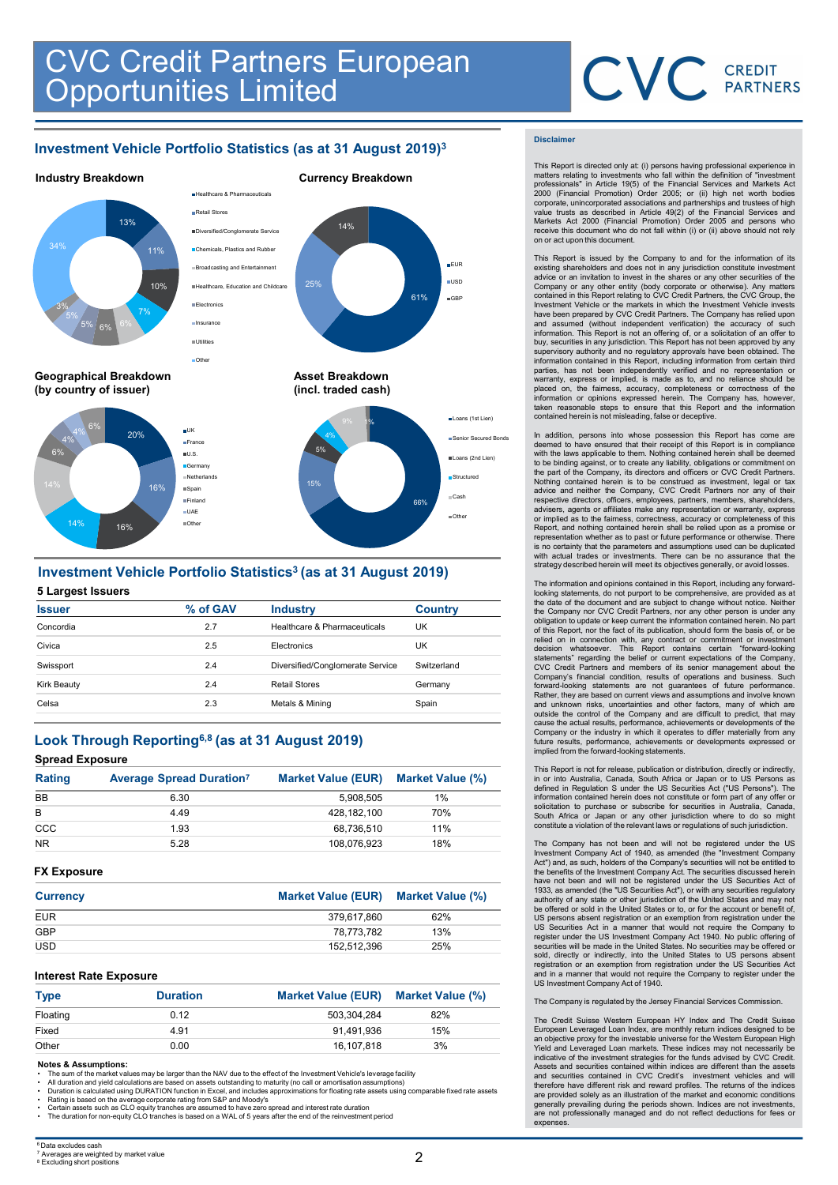# CVC Credit Partners European Opportunities Limited

## Investment Vehicle Portfolio Statistics (as at 31 August 2019)[3]

### Industry Breakdown

13%
11%
10%
7%
6%
6%
5%
5%
3%
34%

Healthcare & Pharmaceuticals
Retail Stores
Diversified/Conglomerate Service
Chemicals, Plastics and Rubber
Broadcasting and Entertainment
Healthcare, Education and Childcare
Electronics
Insurance
Utilities
Other

### Currency Breakdown

61%
25%
14%

EUR
USD
GBP

### Geographical Breakdown (by country of issuer)

20%
16%
16%
14%
14%
6%
4%
4%
6%

UK
France
U.S.
Germany
Netherlands
Spain
Finland
UAE
Other

### Asset Breakdown (incl. traded cash)

66%
15%
5%
4%
9%
1%

Loans (1st Lien)
Senior Secured Bonds
Loans (2nd Lien)
Structured
Cash
Other

## Investment Vehicle Portfolio Statistics[3] (as at 31 August 2019)

### 5 Largest Issuers

| Issuer | % of GAV | Industry | Country |
|---|---|---|---|
| Concordia | 2.7 | Healthcare & Pharmaceuticals | UK |
| Civica | 2.5 | Electronics | UK |
| Swissport | 2.4 | Diversified/Conglomerate Service | Switzerland |
| Kirk Beauty | 2.4 | Retail Stores | Germany |
| Celsa | 2.3 | Metals & Mining | Spain |

## Look Through Reporting[6,8] (as at 31 August 2019)

### Spread Exposure

| Rating | Average Spread Duration[7] | Market Value (EUR) | Market Value (%) |
|---|---|---|---|
| BB | 6.30 | 5,908,505 | 1% |
| B | 4.49 | 428,182,100 | 70% |
| CCC | 1.93 | 68,736,510 | 11% |
| NR | 5.28 | 108,076,923 | 18% |

### FX Exposure

| Currency | Market Value (EUR) | Market Value (%) |
|---|---|---|
| EUR | 379,617,860 | 62% |
| GBP | 78,773,782 | 13% |
| USD | 152,512,396 | 25% |

### Interest Rate Exposure

| Type | Duration | Market Value (EUR) | Market Value (%) |
|---|---|---|---|
| Floating | 0.12 | 503,304,284 | 82% |
| Fixed | 4.91 | 91,491,936 | 15% |
| Other | 0.00 | 16,107,818 | 3% |

**Notes & Assumptions:**

- The sum of the market values may be larger than the NAV due to the effect of the Investment Vehicle's leverage facility
- All duration and yield calculations are based on assets outstanding to maturity (no call or amortisation assumptions)
- Duration is calculated using DURATION function in Excel, and includes approximations for floating rate assets using comparable fixed rate assets
- Rating is based on the average corporate rating from S&P and Moody's
- Certain assets such as CLO equity tranches are assumed to have zero spread and interest rate duration
- The duration for non-equity CLO tranches is based on a WAL of 5 years after the end of the reinvestment period

[6] Data excludes cash
[7] Averages are weighted by market value
[8] Excluding short positions

### Disclaimer

This Report is directed only at: (i) persons having professional experience in matters relating to investments who fall within the definition of "investment professionals" in Article 19(5) of the Financial Services and Markets Act 2000 (Financial Promotion) Order 2005; or (ii) high net worth bodies corporate, unincorporated associations and partnerships and trustees of high value trusts as described in Article 49(2) of the Financial Services and Markets Act 2000 (Financial Promotion) Order 2005 and persons who receive this document who do not fall within (i) or (ii) above should not rely on or act upon this document.

This Report is issued by the Company to and for the information of its existing shareholders and does not in any jurisdiction constitute investment advice or an invitation to invest in the shares or any other securities of the Company or any other entity (body corporate or otherwise). Any matters contained in this Report relating to CVC Credit Partners, the CVC Group, the Investment Vehicle or the markets in which the Investment Vehicle invests have been prepared by CVC Credit Partners. The Company has relied upon and assumed (without independent verification) the accuracy of such information. This Report is not an offering of, or a solicitation of an offer to buy, securities in any jurisdiction. This Report has not been approved by any supervisory authority and no regulatory approvals have been obtained. The information contained in this Report, including information from certain third parties, has not been independently verified and no representation or warranty, express or implied, is made as to, and no reliance should be placed on, the fairness, accuracy, completeness or correctness of the information or opinions expressed herein. The Company has, however, taken reasonable steps to ensure that this Report and the information contained herein is not misleading, false or deceptive.

In addition, persons into whose possession this Report has come are deemed to have ensured that their receipt of this Report is in compliance with the laws applicable to them. Nothing contained herein shall be deemed to be binding against, or to create any liability, obligations or commitment on the part of the Company, its directors and officers or CVC Credit Partners. Nothing contained herein is to be construed as investment, legal or tax advice and neither the Company, CVC Credit Partners nor any of their respective directors, officers, employees, partners, members, shareholders, advisers, agents or affiliates make any representation or warranty, express or implied as to the fairness, correctness, accuracy or completeness of this Report, and nothing contained herein shall be relied upon as a promise or representation whether as to past or future performance or otherwise. There is no certainty that the parameters and assumptions used can be duplicated with actual trades or investments. There can be no assurance that the strategy described herein will meet its objectives generally, or avoid losses.

The information and opinions contained in this Report, including any forward-looking statements, do not purport to be comprehensive, are provided as at the date of the document and are subject to change without notice. Neither the Company nor CVC Credit Partners, nor any other person is under any obligation to update or keep current the information contained herein. No part of this Report, nor the fact of its publication, should form the basis of, or be relied on in connection with, any contract or commitment or investment decision whatsoever. This Report contains certain "forward-looking statements" regarding the belief or current expectations of the Company, CVC Credit Partners and members of its senior management about the Company's financial condition, results of operations and business. Such forward-looking statements are not guarantees of future performance. Rather, they are based on current views and assumptions and involve known and unknown risks, uncertainties and other factors, many of which are outside the control of the Company and are difficult to predict, that may cause the actual results, performance, achievements or developments of the Company or the industry in which it operates to differ materially from any future results, performance, achievements or developments expressed or implied from the forward-looking statements.

This Report is not for release, publication or distribution, directly or indirectly, in or into Australia, Canada, South Africa or Japan or to US Persons as defined in Regulation S under the US Securities Act ("US Persons"). The information contained herein does not constitute or form part of any offer or solicitation to purchase or subscribe for securities in Australia, Canada, South Africa or Japan or any other jurisdiction where to do so might constitute a violation of the relevant laws or regulations of such jurisdiction.

The Company has not been and will not be registered under the US Investment Company Act of 1940, as amended (the "Investment Company Act") and, as such, holders of the Company's securities will not be entitled to the benefits of the Investment Company Act. The securities discussed herein have not been and will not be registered under the US Securities Act of 1933, as amended (the "US Securities Act"), or with any securities regulatory authority of any state or other jurisdiction of the United States and may not be offered or sold in the United States or to, or for the account or benefit of, US persons absent registration or an exemption from registration under the US Securities Act in a manner that would not require the Company to register under the US Investment Company Act 1940. No public offering of securities will be made in the United States. No securities may be offered or sold, directly or indirectly, into the United States to US persons absent registration or an exemption from registration under the US Securities Act and in a manner that would not require the Company to register under the US Investment Company Act of 1940.

The Company is regulated by the Jersey Financial Services Commission.

The Credit Suisse Western European HY Index and The Credit Suisse European Leveraged Loan Index, are monthly return indices designed to be an objective proxy for the investable universe for the Western European High Yield and Leveraged Loan markets. These indices may not necessarily be indicative of the investment strategies for the funds advised by CVC Credit. Assets and securities contained within indices are different than the assets and securities contained in CVC Credit's investment vehicles and will therefore have different risk and reward profiles. The returns of the indices are provided solely as an illustration of the market and economic conditions generally prevailing during the periods shown. Indices are not investments, are not professionally managed and do not reflect deductions for fees or expenses.